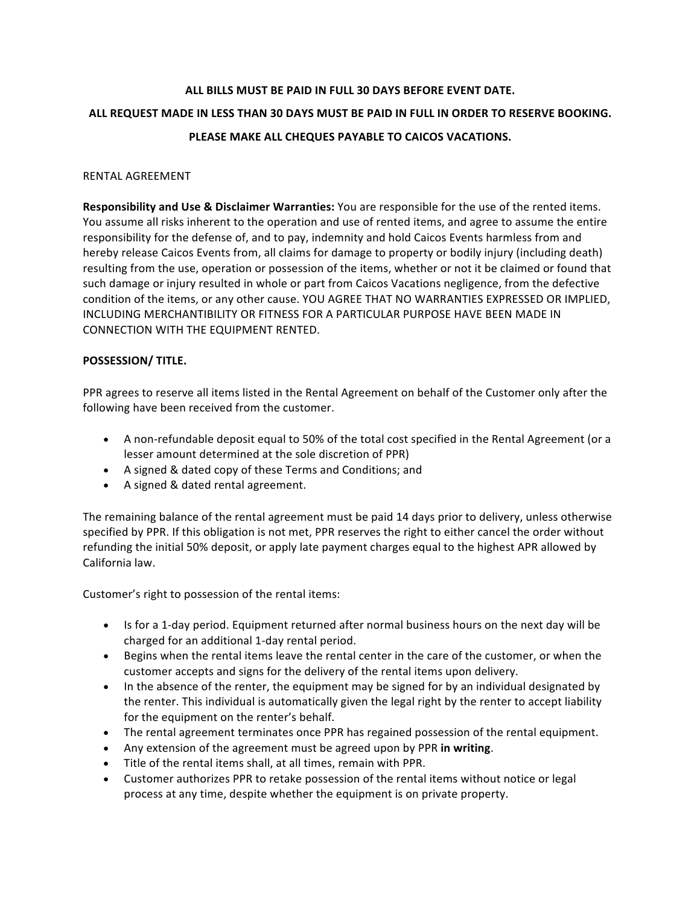**ALL BILLS MUST BE PAID IN FULL 30 DAYS BEFORE EVENT DATE.**

**ALL REQUEST MADE IN LESS THAN 30 DAYS MUST BE PAID IN FULL IN ORDER TO RESERVE BOOKING.**

**PLEASE MAKE ALL CHEQUES PAYABLE TO CAICOS VACATIONS.**

RENTAL AGREEMENT

**Responsibility and Use & Disclaimer Warranties:** You are responsible for the use of the rented items. You assume all risks inherent to the operation and use of rented items, and agree to assume the entire responsibility for the defense of, and to pay, indemnity and hold Caicos Events harmless from and hereby release Caicos Events from, all claims for damage to property or bodily injury (including death) resulting from the use, operation or possession of the items, whether or not it be claimed or found that such damage or injury resulted in whole or part from Caicos Vacations negligence, from the defective condition of the items, or any other cause. YOU AGREE THAT NO WARRANTIES EXPRESSED OR IMPLIED, INCLUDING MERCHANTIBILITY OR FITNESS FOR A PARTICULAR PURPOSE HAVE BEEN MADE IN CONNECTION WITH THE EQUIPMENT RENTED.

**POSSESSION/ TITLE.**

PPR agrees to reserve all items listed in the Rental Agreement on behalf of the Customer only after the following have been received from the customer.

- A non-refundable deposit equal to 50% of the total cost specified in the Rental Agreement (or a lesser amount determined at the sole discretion of PPR)
- A signed & dated copy of these Terms and Conditions; and
- A signed & dated rental agreement.

The remaining balance of the rental agreement must be paid 14 days prior to delivery, unless otherwise specified by PPR. If this obligation is not met, PPR reserves the right to either cancel the order without refunding the initial 50% deposit, or apply late payment charges equal to the highest APR allowed by California law.

Customer's right to possession of the rental items:

- Is for a 1-day period. Equipment returned after normal business hours on the next day will be charged for an additional 1-day rental period.
- Begins when the rental items leave the rental center in the care of the customer, or when the customer accepts and signs for the delivery of the rental items upon delivery.
- In the absence of the renter, the equipment may be signed for by an individual designated by the renter. This individual is automatically given the legal right by the renter to accept liability for the equipment on the renter's behalf.
- The rental agreement terminates once PPR has regained possession of the rental equipment.
- Any extension of the agreement must be agreed upon by PPR **in writing**.
- Title of the rental items shall, at all times, remain with PPR.
- Customer authorizes PPR to retake possession of the rental items without notice or legal process at any time, despite whether the equipment is on private property.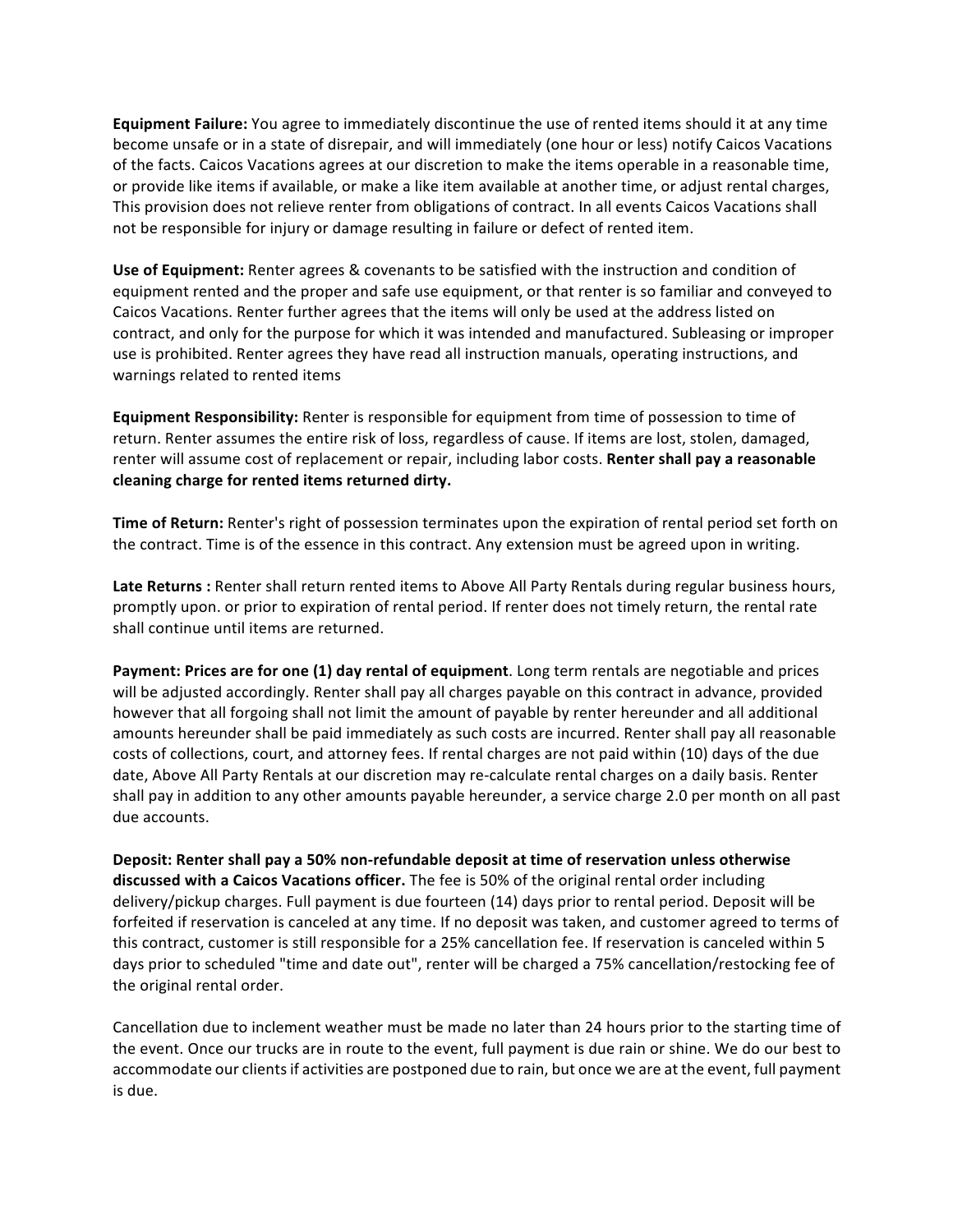**Equipment Failure:** You agree to immediately discontinue the use of rented items should it at any time become unsafe or in a state of disrepair, and will immediately (one hour or less) notify Caicos Vacations of the facts. Caicos Vacations agrees at our discretion to make the items operable in a reasonable time, or provide like items if available, or make a like item available at another time, or adjust rental charges, This provision does not relieve renter from obligations of contract. In all events Caicos Vacations shall not be responsible for injury or damage resulting in failure or defect of rented item.

**Use of Equipment:** Renter agrees & covenants to be satisfied with the instruction and condition of equipment rented and the proper and safe use equipment, or that renter is so familiar and conveyed to Caicos Vacations. Renter further agrees that the items will only be used at the address listed on contract, and only for the purpose for which it was intended and manufactured. Subleasing or improper use is prohibited. Renter agrees they have read all instruction manuals, operating instructions, and warnings related to rented items

**Equipment Responsibility:** Renter is responsible for equipment from time of possession to time of return. Renter assumes the entire risk of loss, regardless of cause. If items are lost, stolen, damaged, renter will assume cost of replacement or repair, including labor costs. **Renter shall pay a reasonable cleaning charge for rented items returned dirty.**

**Time of Return:** Renter's right of possession terminates upon the expiration of rental period set forth on the contract. Time is of the essence in this contract. Any extension must be agreed upon in writing.

**Late Returns :** Renter shall return rented items to Above All Party Rentals during regular business hours, promptly upon. or prior to expiration of rental period. If renter does not timely return, the rental rate shall continue until items are returned.

**Payment: Prices are for one (1) day rental of equipment**. Long term rentals are negotiable and prices will be adjusted accordingly. Renter shall pay all charges payable on this contract in advance, provided however that all forgoing shall not limit the amount of payable by renter hereunder and all additional amounts hereunder shall be paid immediately as such costs are incurred. Renter shall pay all reasonable costs of collections, court, and attorney fees. If rental charges are not paid within (10) days of the due date, Above All Party Rentals at our discretion may re-calculate rental charges on a daily basis. Renter shall pay in addition to any other amounts payable hereunder, a service charge 2.0 per month on all past due accounts.

**Deposit: Renter shall pay a 50% non-refundable deposit at time of reservation unless otherwise discussed with a Caicos Vacations officer.** The fee is 50% of the original rental order including delivery/pickup charges. Full payment is due fourteen (14) days prior to rental period. Deposit will be forfeited if reservation is canceled at any time. If no deposit was taken, and customer agreed to terms of this contract, customer is still responsible for a 25% cancellation fee. If reservation is canceled within 5 days prior to scheduled "time and date out", renter will be charged a 75% cancellation/restocking fee of the original rental order.

Cancellation due to inclement weather must be made no later than 24 hours prior to the starting time of the event. Once our trucks are in route to the event, full payment is due rain or shine. We do our best to accommodate our clients if activities are postponed due to rain, but once we are at the event, full payment is due.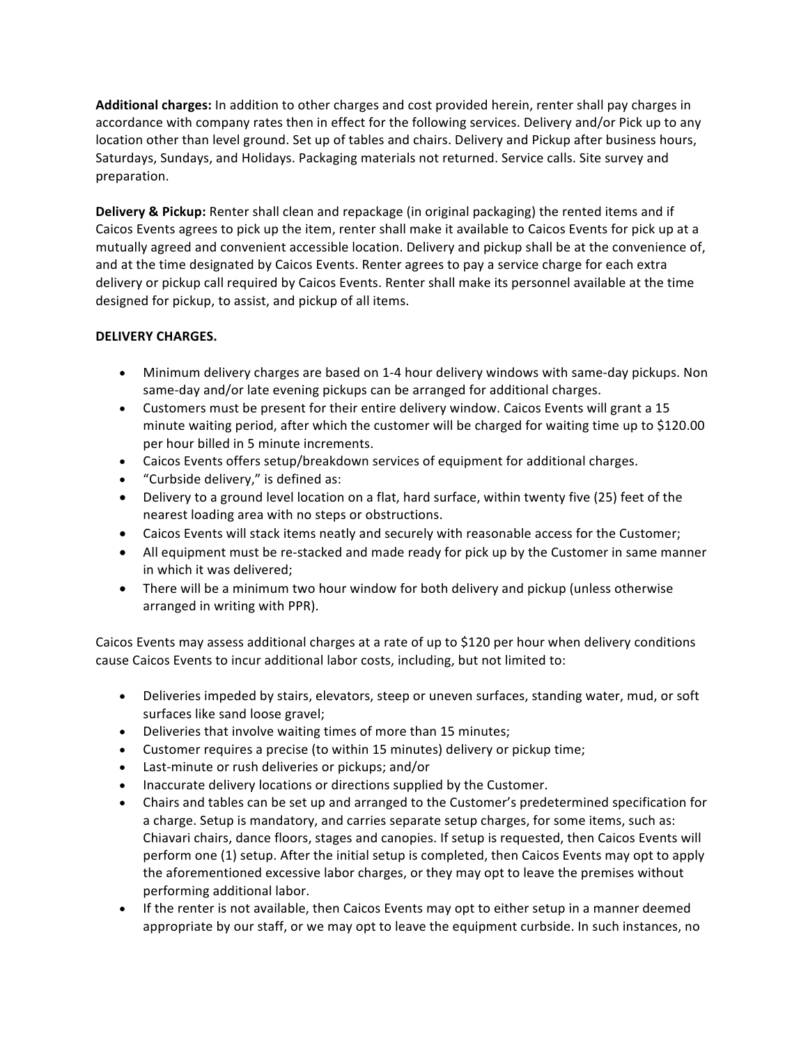**Additional charges:** In addition to other charges and cost provided herein, renter shall pay charges in accordance with company rates then in effect for the following services. Delivery and/or Pick up to any location other than level ground. Set up of tables and chairs. Delivery and Pickup after business hours, Saturdays, Sundays, and Holidays. Packaging materials not returned. Service calls. Site survey and preparation.

**Delivery & Pickup:** Renter shall clean and repackage (in original packaging) the rented items and if Caicos Events agrees to pick up the item, renter shall make it available to Caicos Events for pick up at a mutually agreed and convenient accessible location. Delivery and pickup shall be at the convenience of, and at the time designated by Caicos Events. Renter agrees to pay a service charge for each extra delivery or pickup call required by Caicos Events. Renter shall make its personnel available at the time designed for pickup, to assist, and pickup of all items.

**DELIVERY CHARGES.**

- Minimum delivery charges are based on 1-4 hour delivery windows with same-day pickups. Non same-day and/or late evening pickups can be arranged for additional charges.
- Customers must be present for their entire delivery window. Caicos Events will grant a 15 minute waiting period, after which the customer will be charged for waiting time up to $120.00 per hour billed in 5 minute increments.
- Caicos Events offers setup/breakdown services of equipment for additional charges.
- "Curbside delivery," is defined as:
- Delivery to a ground level location on a flat, hard surface, within twenty five (25) feet of the nearest loading area with no steps or obstructions.
- Caicos Events will stack items neatly and securely with reasonable access for the Customer;
- All equipment must be re-stacked and made ready for pick up by the Customer in same manner in which it was delivered;
- There will be a minimum two hour window for both delivery and pickup (unless otherwise arranged in writing with PPR).

Caicos Events may assess additional charges at a rate of up to $120 per hour when delivery conditions cause Caicos Events to incur additional labor costs, including, but not limited to:

- Deliveries impeded by stairs, elevators, steep or uneven surfaces, standing water, mud, or soft surfaces like sand loose gravel;
- Deliveries that involve waiting times of more than 15 minutes;
- Customer requires a precise (to within 15 minutes) delivery or pickup time;
- Last-minute or rush deliveries or pickups; and/or
- Inaccurate delivery locations or directions supplied by the Customer.
- Chairs and tables can be set up and arranged to the Customer's predetermined specification for a charge. Setup is mandatory, and carries separate setup charges, for some items, such as: Chiavari chairs, dance floors, stages and canopies. If setup is requested, then Caicos Events will perform one (1) setup. After the initial setup is completed, then Caicos Events may opt to apply the aforementioned excessive labor charges, or they may opt to leave the premises without performing additional labor.
- If the renter is not available, then Caicos Events may opt to either setup in a manner deemed appropriate by our staff, or we may opt to leave the equipment curbside. In such instances, no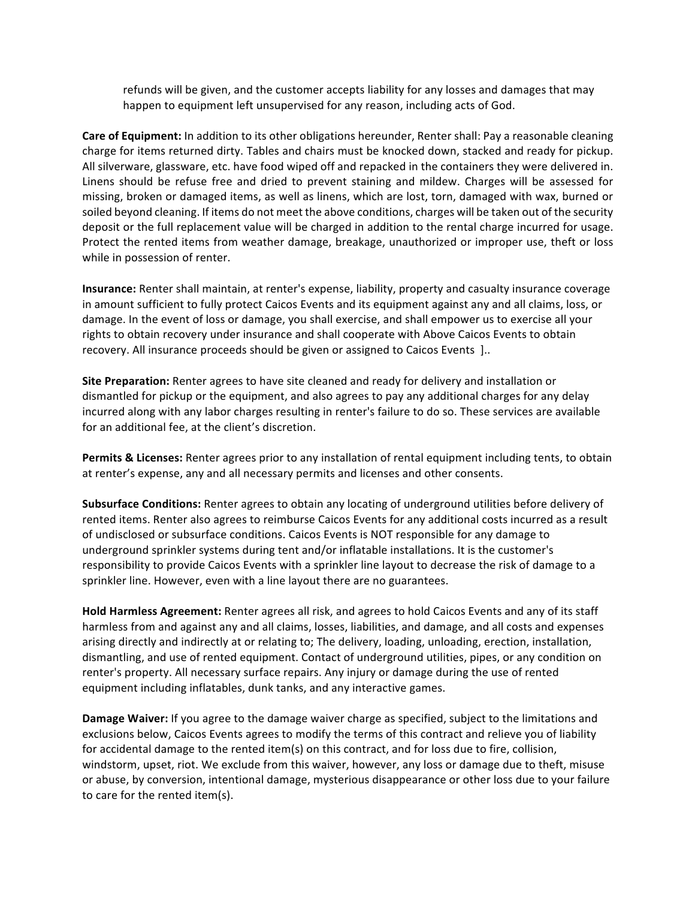refunds will be given, and the customer accepts liability for any losses and damages that may happen to equipment left unsupervised for any reason, including acts of God.

**Care of Equipment:** In addition to its other obligations hereunder, Renter shall: Pay a reasonable cleaning charge for items returned dirty. Tables and chairs must be knocked down, stacked and ready for pickup. All silverware, glassware, etc. have food wiped off and repacked in the containers they were delivered in. Linens should be refuse free and dried to prevent staining and mildew. Charges will be assessed for missing, broken or damaged items, as well as linens, which are lost, torn, damaged with wax, burned or soiled beyond cleaning. If items do not meet the above conditions, charges will be taken out of the security deposit or the full replacement value will be charged in addition to the rental charge incurred for usage. Protect the rented items from weather damage, breakage, unauthorized or improper use, theft or loss while in possession of renter.

**Insurance:** Renter shall maintain, at renter's expense, liability, property and casualty insurance coverage in amount sufficient to fully protect Caicos Events and its equipment against any and all claims, loss, or damage. In the event of loss or damage, you shall exercise, and shall empower us to exercise all your rights to obtain recovery under insurance and shall cooperate with Above Caicos Events to obtain recovery. All insurance proceeds should be given or assigned to Caicos Events ]..

**Site Preparation:** Renter agrees to have site cleaned and ready for delivery and installation or dismantled for pickup or the equipment, and also agrees to pay any additional charges for any delay incurred along with any labor charges resulting in renter's failure to do so. These services are available for an additional fee, at the client's discretion.

**Permits & Licenses:** Renter agrees prior to any installation of rental equipment including tents, to obtain at renter's expense, any and all necessary permits and licenses and other consents.

**Subsurface Conditions:** Renter agrees to obtain any locating of underground utilities before delivery of rented items. Renter also agrees to reimburse Caicos Events for any additional costs incurred as a result of undisclosed or subsurface conditions. Caicos Events is NOT responsible for any damage to underground sprinkler systems during tent and/or inflatable installations. It is the customer's responsibility to provide Caicos Events with a sprinkler line layout to decrease the risk of damage to a sprinkler line. However, even with a line layout there are no guarantees.

**Hold Harmless Agreement:** Renter agrees all risk, and agrees to hold Caicos Events and any of its staff harmless from and against any and all claims, losses, liabilities, and damage, and all costs and expenses arising directly and indirectly at or relating to; The delivery, loading, unloading, erection, installation, dismantling, and use of rented equipment. Contact of underground utilities, pipes, or any condition on renter's property. All necessary surface repairs. Any injury or damage during the use of rented equipment including inflatables, dunk tanks, and any interactive games.

**Damage Waiver:** If you agree to the damage waiver charge as specified, subject to the limitations and exclusions below, Caicos Events agrees to modify the terms of this contract and relieve you of liability for accidental damage to the rented item(s) on this contract, and for loss due to fire, collision, windstorm, upset, riot. We exclude from this waiver, however, any loss or damage due to theft, misuse or abuse, by conversion, intentional damage, mysterious disappearance or other loss due to your failure to care for the rented item(s).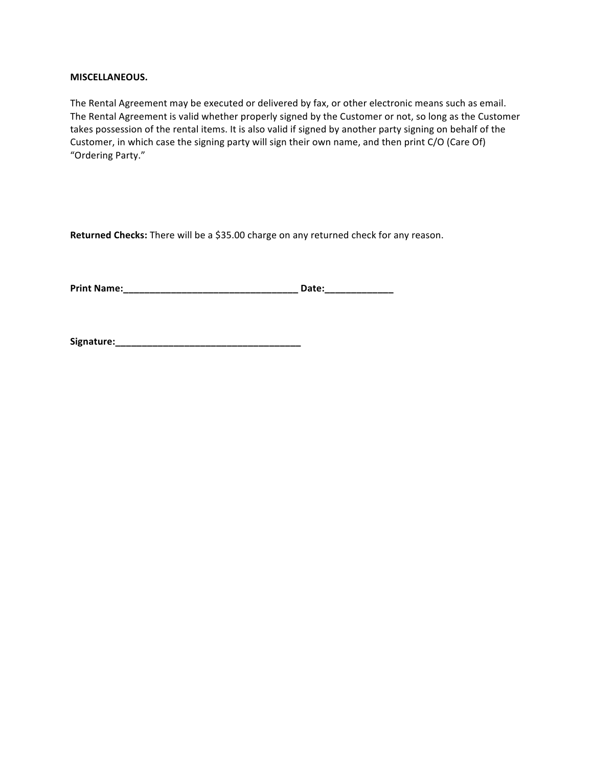**MISCELLANEOUS.**

The Rental Agreement may be executed or delivered by fax, or other electronic means such as email. The Rental Agreement is valid whether properly signed by the Customer or not, so long as the Customer takes possession of the rental items. It is also valid if signed by another party signing on behalf of the Customer, in which case the signing party will sign their own name, and then print C/O (Care Of) "Ordering Party."

**Returned Checks:** There will be a $35.00 charge on any returned check for any reason.

**Print Name:__________________________________ Date:_____________**

**Signature:___________________________________**